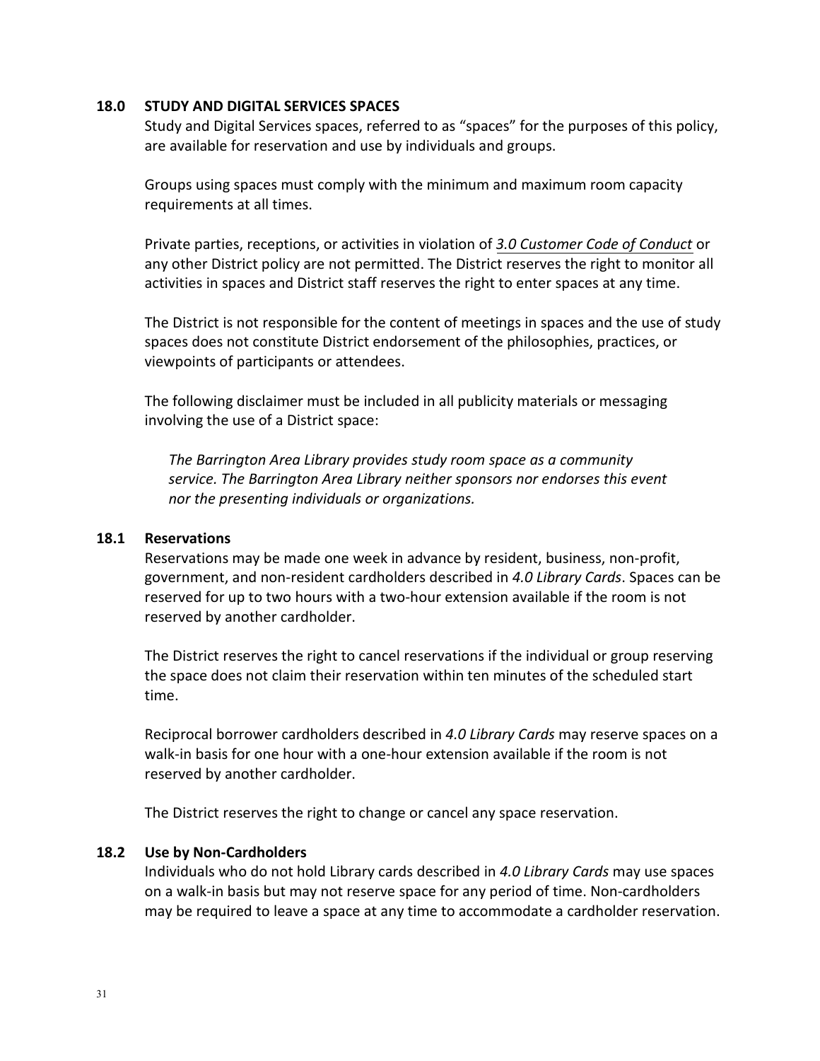## 18.0 STUDY AND DIGITAL SERVICES SPACES

Study and Digital Services spaces, referred to as "spaces" for the purposes of this policy, are available for reservation and use by individuals and groups.

Groups using spaces must comply with the minimum and maximum room capacity requirements at all times.

Private parties, receptions, or activities in violation of *3.0 Customer Code of Conduct* or any other District policy are not permitted. The District reserves the right to monitor all activities in spaces and District staff reserves the right to enter spaces at any time.

The District is not responsible for the content of meetings in spaces and the use of study spaces does not constitute District endorsement of the philosophies, practices, or viewpoints of participants or attendees.

The following disclaimer must be included in all publicity materials or messaging involving the use of a District space:

> *The Barrington Area Library provides study room space as a community service. The Barrington Area Library neither sponsors nor endorses this event nor the presenting individuals or organizations.*

### 18.1 Reservations

Reservations may be made one week in advance by resident, business, non-profit, government, and non-resident cardholders described in *4.0 Library Cards*. Spaces can be reserved for up to two hours with a two-hour extension available if the room is not reserved by another cardholder.

The District reserves the right to cancel reservations if the individual or group reserving the space does not claim their reservation within ten minutes of the scheduled start time.

Reciprocal borrower cardholders described in *4.0 Library Cards* may reserve spaces on a walk-in basis for one hour with a one-hour extension available if the room is not reserved by another cardholder.

The District reserves the right to change or cancel any space reservation.

### 18.2 Use by Non-Cardholders

Individuals who do not hold Library cards described in *4.0 Library Cards* may use spaces on a walk-in basis but may not reserve space for any period of time. Non-cardholders may be required to leave a space at any time to accommodate a cardholder reservation.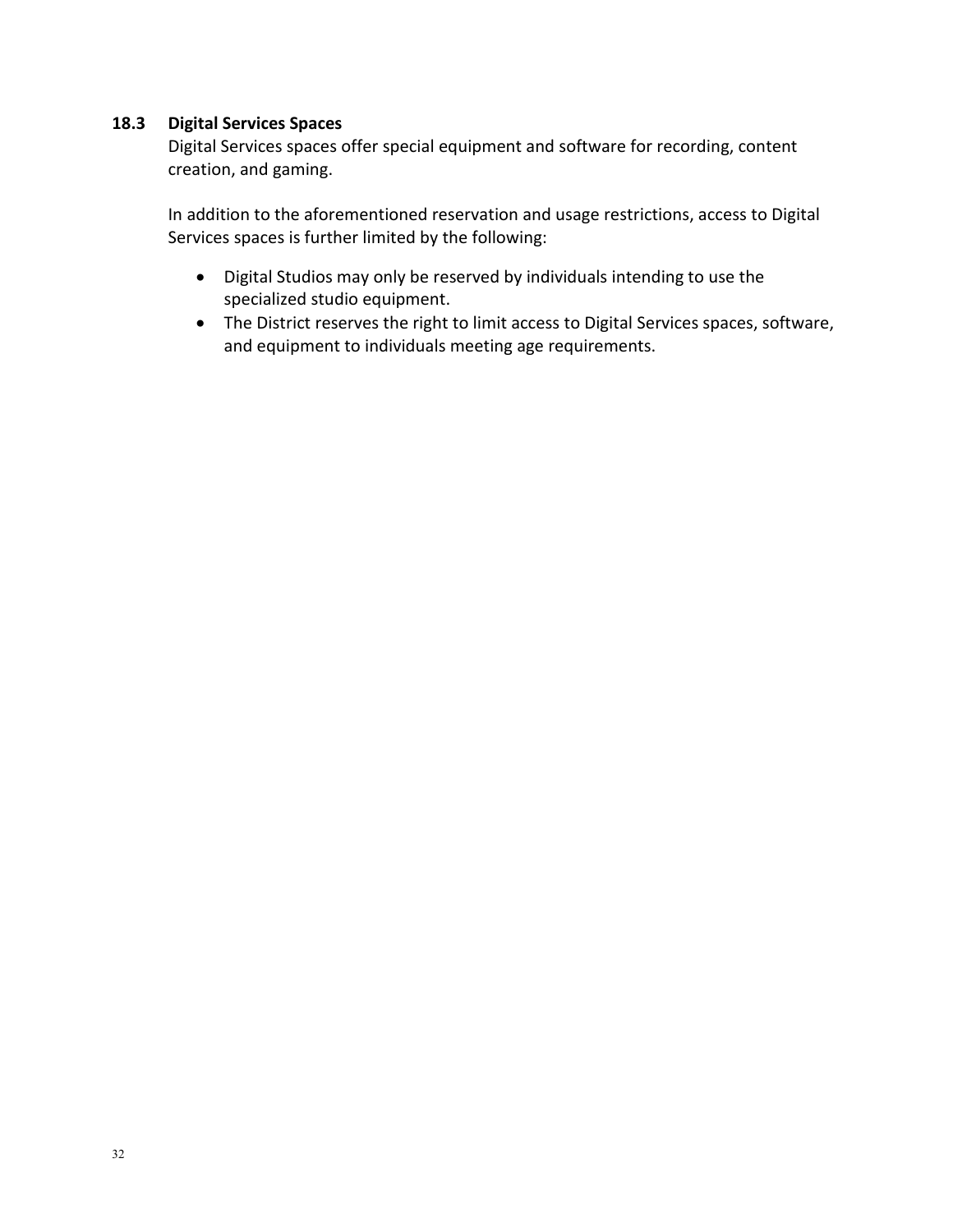### 18.3 Digital Services Spaces

Digital Services spaces offer special equipment and software for recording, content creation, and gaming.

In addition to the aforementioned reservation and usage restrictions, access to Digital Services spaces is further limited by the following:

- Digital Studios may only be reserved by individuals intending to use the specialized studio equipment.
- The District reserves the right to limit access to Digital Services spaces, software, and equipment to individuals meeting age requirements.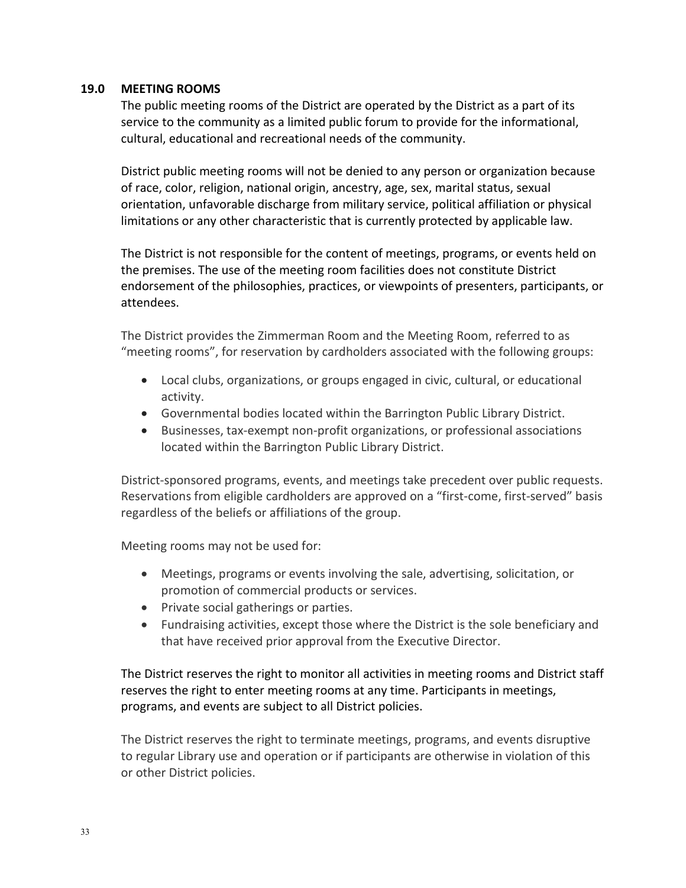## 19.0 MEETING ROOMS

The public meeting rooms of the District are operated by the District as a part of its service to the community as a limited public forum to provide for the informational, cultural, educational and recreational needs of the community.

District public meeting rooms will not be denied to any person or organization because of race, color, religion, national origin, ancestry, age, sex, marital status, sexual orientation, unfavorable discharge from military service, political affiliation or physical limitations or any other characteristic that is currently protected by applicable law.

The District is not responsible for the content of meetings, programs, or events held on the premises. The use of the meeting room facilities does not constitute District endorsement of the philosophies, practices, or viewpoints of presenters, participants, or attendees.

The District provides the Zimmerman Room and the Meeting Room, referred to as "meeting rooms", for reservation by cardholders associated with the following groups:

- Local clubs, organizations, or groups engaged in civic, cultural, or educational activity.
- Governmental bodies located within the Barrington Public Library District.
- Businesses, tax-exempt non-profit organizations, or professional associations located within the Barrington Public Library District.

District-sponsored programs, events, and meetings take precedent over public requests. Reservations from eligible cardholders are approved on a "first-come, first-served" basis regardless of the beliefs or affiliations of the group.

Meeting rooms may not be used for:

- Meetings, programs or events involving the sale, advertising, solicitation, or promotion of commercial products or services.
- Private social gatherings or parties.
- Fundraising activities, except those where the District is the sole beneficiary and that have received prior approval from the Executive Director.

The District reserves the right to monitor all activities in meeting rooms and District staff reserves the right to enter meeting rooms at any time. Participants in meetings, programs, and events are subject to all District policies.

The District reserves the right to terminate meetings, programs, and events disruptive to regular Library use and operation or if participants are otherwise in violation of this or other District policies.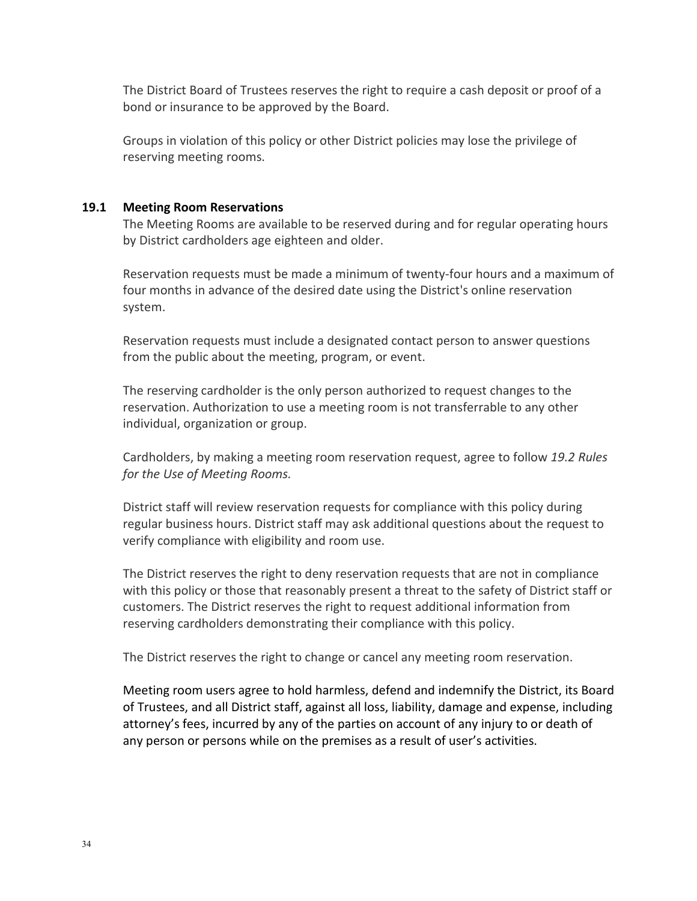The District Board of Trustees reserves the right to require a cash deposit or proof of a bond or insurance to be approved by the Board.

Groups in violation of this policy or other District policies may lose the privilege of reserving meeting rooms.

### 19.1 Meeting Room Reservations

The Meeting Rooms are available to be reserved during and for regular operating hours by District cardholders age eighteen and older.

Reservation requests must be made a minimum of twenty-four hours and a maximum of four months in advance of the desired date using the District's online reservation system.

Reservation requests must include a designated contact person to answer questions from the public about the meeting, program, or event.

The reserving cardholder is the only person authorized to request changes to the reservation. Authorization to use a meeting room is not transferrable to any other individual, organization or group.

Cardholders, by making a meeting room reservation request, agree to follow *19.2 Rules for the Use of Meeting Rooms.*

District staff will review reservation requests for compliance with this policy during regular business hours. District staff may ask additional questions about the request to verify compliance with eligibility and room use.

The District reserves the right to deny reservation requests that are not in compliance with this policy or those that reasonably present a threat to the safety of District staff or customers. The District reserves the right to request additional information from reserving cardholders demonstrating their compliance with this policy.

The District reserves the right to change or cancel any meeting room reservation.

Meeting room users agree to hold harmless, defend and indemnify the District, its Board of Trustees, and all District staff, against all loss, liability, damage and expense, including attorney's fees, incurred by any of the parties on account of any injury to or death of any person or persons while on the premises as a result of user's activities.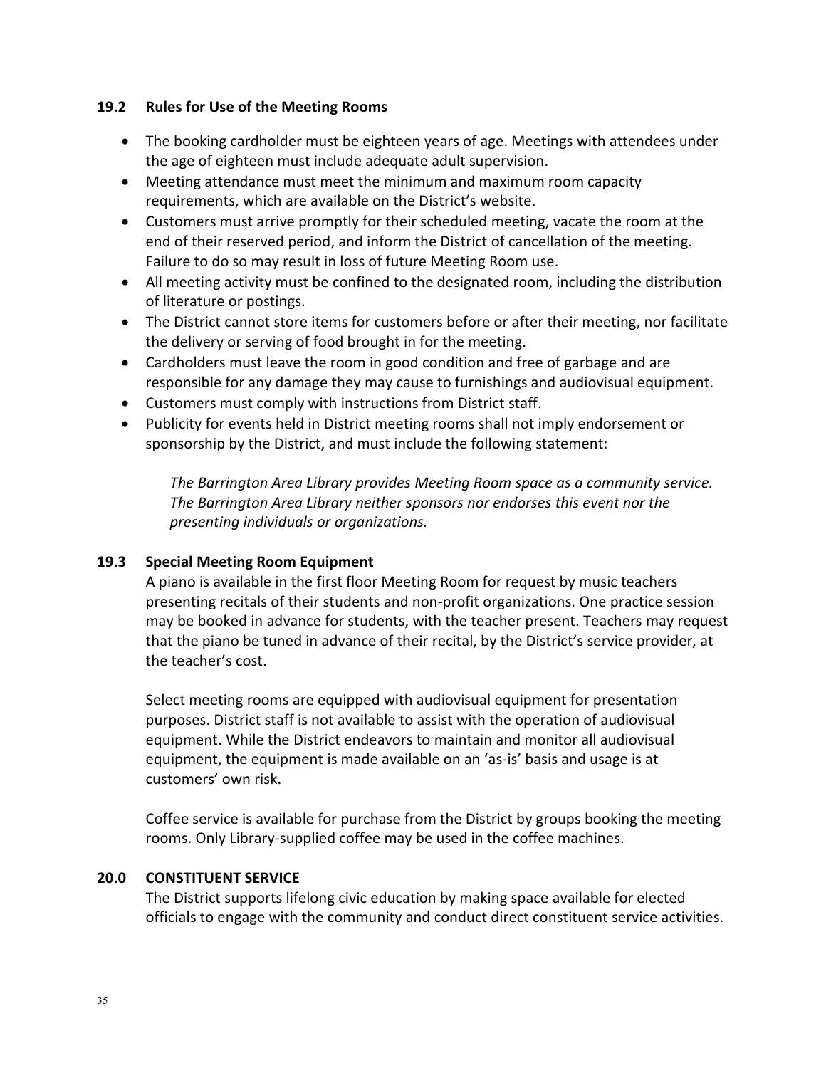### 19.2 Rules for Use of the Meeting Rooms

- The booking cardholder must be eighteen years of age. Meetings with attendees under the age of eighteen must include adequate adult supervision.
- Meeting attendance must meet the minimum and maximum room capacity requirements, which are available on the District's website.
- Customers must arrive promptly for their scheduled meeting, vacate the room at the end of their reserved period, and inform the District of cancellation of the meeting. Failure to do so may result in loss of future Meeting Room use.
- All meeting activity must be confined to the designated room, including the distribution of literature or postings.
- The District cannot store items for customers before or after their meeting, nor facilitate the delivery or serving of food brought in for the meeting.
- Cardholders must leave the room in good condition and free of garbage and are responsible for any damage they may cause to furnishings and audiovisual equipment.
- Customers must comply with instructions from District staff.
- Publicity for events held in District meeting rooms shall not imply endorsement or sponsorship by the District, and must include the following statement:

  *The Barrington Area Library provides Meeting Room space as a community service. The Barrington Area Library neither sponsors nor endorses this event nor the presenting individuals or organizations.*

### 19.3 Special Meeting Room Equipment

A piano is available in the first floor Meeting Room for request by music teachers presenting recitals of their students and non-profit organizations. One practice session may be booked in advance for students, with the teacher present. Teachers may request that the piano be tuned in advance of their recital, by the District's service provider, at the teacher's cost.

Select meeting rooms are equipped with audiovisual equipment for presentation purposes. District staff is not available to assist with the operation of audiovisual equipment. While the District endeavors to maintain and monitor all audiovisual equipment, the equipment is made available on an 'as-is' basis and usage is at customers' own risk.

Coffee service is available for purchase from the District by groups booking the meeting rooms. Only Library-supplied coffee may be used in the coffee machines.

## 20.0 CONSTITUENT SERVICE

The District supports lifelong civic education by making space available for elected officials to engage with the community and conduct direct constituent service activities.